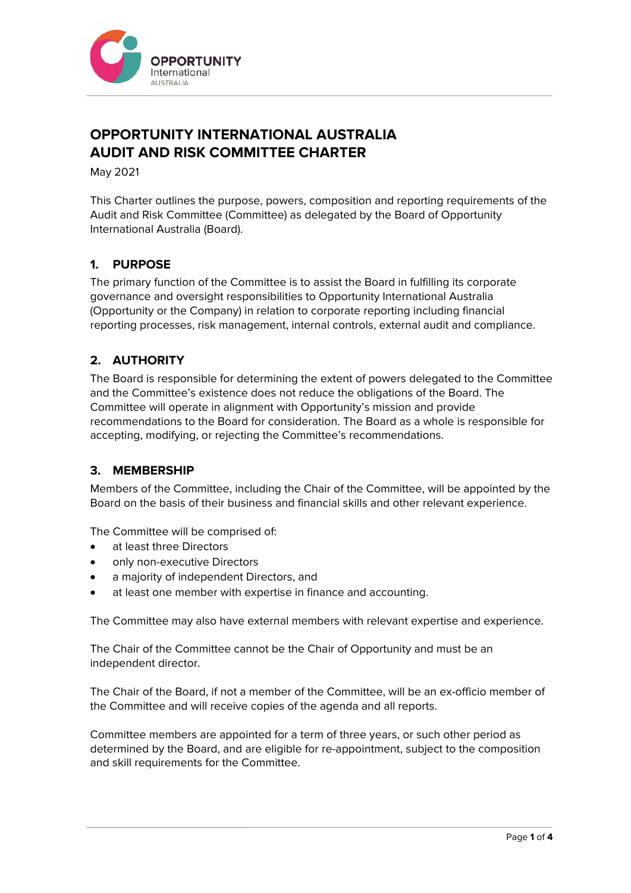# OPPORTUNITY INTERNATIONAL AUSTRALIA AUDIT AND RISK COMMITTEE CHARTER

May 2021

This Charter outlines the purpose, powers, composition and reporting requirements of the Audit and Risk Committee (Committee) as delegated by the Board of Opportunity International Australia (Board).

## 1. PURPOSE

The primary function of the Committee is to assist the Board in fulfilling its corporate governance and oversight responsibilities to Opportunity International Australia (Opportunity or the Company) in relation to corporate reporting including financial reporting processes, risk management, internal controls, external audit and compliance.

## 2. AUTHORITY

The Board is responsible for determining the extent of powers delegated to the Committee and the Committee's existence does not reduce the obligations of the Board. The Committee will operate in alignment with Opportunity's mission and provide recommendations to the Board for consideration. The Board as a whole is responsible for accepting, modifying, or rejecting the Committee's recommendations.

## 3. MEMBERSHIP

Members of the Committee, including the Chair of the Committee, will be appointed by the Board on the basis of their business and financial skills and other relevant experience.

The Committee will be comprised of:

- at least three Directors
- only non-executive Directors
- a majority of independent Directors, and
- at least one member with expertise in finance and accounting.

The Committee may also have external members with relevant expertise and experience.

The Chair of the Committee cannot be the Chair of Opportunity and must be an independent director.

The Chair of the Board, if not a member of the Committee, will be an ex-officio member of the Committee and will receive copies of the agenda and all reports.

Committee members are appointed for a term of three years, or such other period as determined by the Board, and are eligible for re-appointment, subject to the composition and skill requirements for the Committee.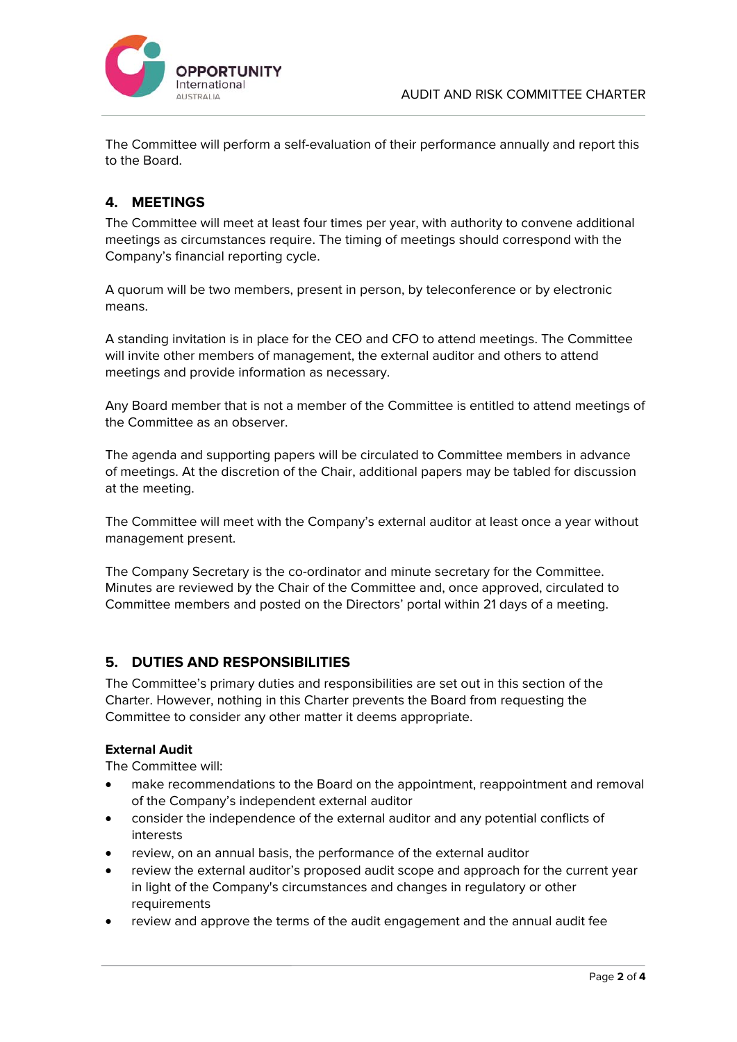The Committee will perform a self-evaluation of their performance annually and report this to the Board.

## 4. MEETINGS

The Committee will meet at least four times per year, with authority to convene additional meetings as circumstances require. The timing of meetings should correspond with the Company's financial reporting cycle.

A quorum will be two members, present in person, by teleconference or by electronic means.

A standing invitation is in place for the CEO and CFO to attend meetings. The Committee will invite other members of management, the external auditor and others to attend meetings and provide information as necessary.

Any Board member that is not a member of the Committee is entitled to attend meetings of the Committee as an observer.

The agenda and supporting papers will be circulated to Committee members in advance of meetings. At the discretion of the Chair, additional papers may be tabled for discussion at the meeting.

The Committee will meet with the Company's external auditor at least once a year without management present.

The Company Secretary is the co-ordinator and minute secretary for the Committee. Minutes are reviewed by the Chair of the Committee and, once approved, circulated to Committee members and posted on the Directors' portal within 21 days of a meeting.

## 5. DUTIES AND RESPONSIBILITIES

The Committee's primary duties and responsibilities are set out in this section of the Charter. However, nothing in this Charter prevents the Board from requesting the Committee to consider any other matter it deems appropriate.

**External Audit**

The Committee will:

- make recommendations to the Board on the appointment, reappointment and removal of the Company's independent external auditor
- consider the independence of the external auditor and any potential conflicts of interests
- review, on an annual basis, the performance of the external auditor
- review the external auditor's proposed audit scope and approach for the current year in light of the Company's circumstances and changes in regulatory or other requirements
- review and approve the terms of the audit engagement and the annual audit fee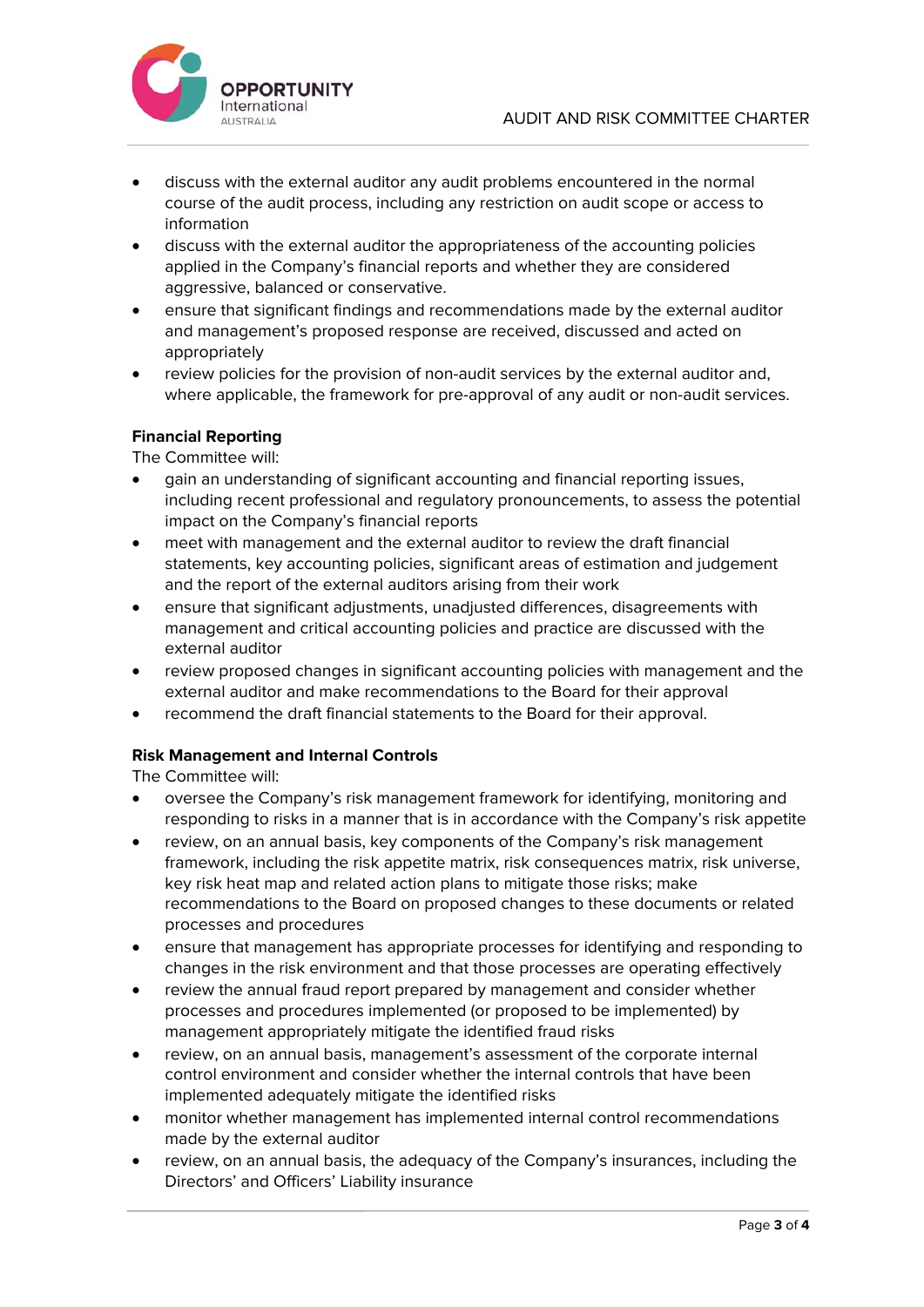- discuss with the external auditor any audit problems encountered in the normal course of the audit process, including any restriction on audit scope or access to information
- discuss with the external auditor the appropriateness of the accounting policies applied in the Company's financial reports and whether they are considered aggressive, balanced or conservative.
- ensure that significant findings and recommendations made by the external auditor and management's proposed response are received, discussed and acted on appropriately
- review policies for the provision of non-audit services by the external auditor and, where applicable, the framework for pre-approval of any audit or non-audit services.

**Financial Reporting**

The Committee will:

- gain an understanding of significant accounting and financial reporting issues, including recent professional and regulatory pronouncements, to assess the potential impact on the Company's financial reports
- meet with management and the external auditor to review the draft financial statements, key accounting policies, significant areas of estimation and judgement and the report of the external auditors arising from their work
- ensure that significant adjustments, unadjusted differences, disagreements with management and critical accounting policies and practice are discussed with the external auditor
- review proposed changes in significant accounting policies with management and the external auditor and make recommendations to the Board for their approval
- recommend the draft financial statements to the Board for their approval.

**Risk Management and Internal Controls**

The Committee will:

- oversee the Company's risk management framework for identifying, monitoring and responding to risks in a manner that is in accordance with the Company's risk appetite
- review, on an annual basis, key components of the Company's risk management framework, including the risk appetite matrix, risk consequences matrix, risk universe, key risk heat map and related action plans to mitigate those risks; make recommendations to the Board on proposed changes to these documents or related processes and procedures
- ensure that management has appropriate processes for identifying and responding to changes in the risk environment and that those processes are operating effectively
- review the annual fraud report prepared by management and consider whether processes and procedures implemented (or proposed to be implemented) by management appropriately mitigate the identified fraud risks
- review, on an annual basis, management's assessment of the corporate internal control environment and consider whether the internal controls that have been implemented adequately mitigate the identified risks
- monitor whether management has implemented internal control recommendations made by the external auditor
- review, on an annual basis, the adequacy of the Company's insurances, including the Directors' and Officers' Liability insurance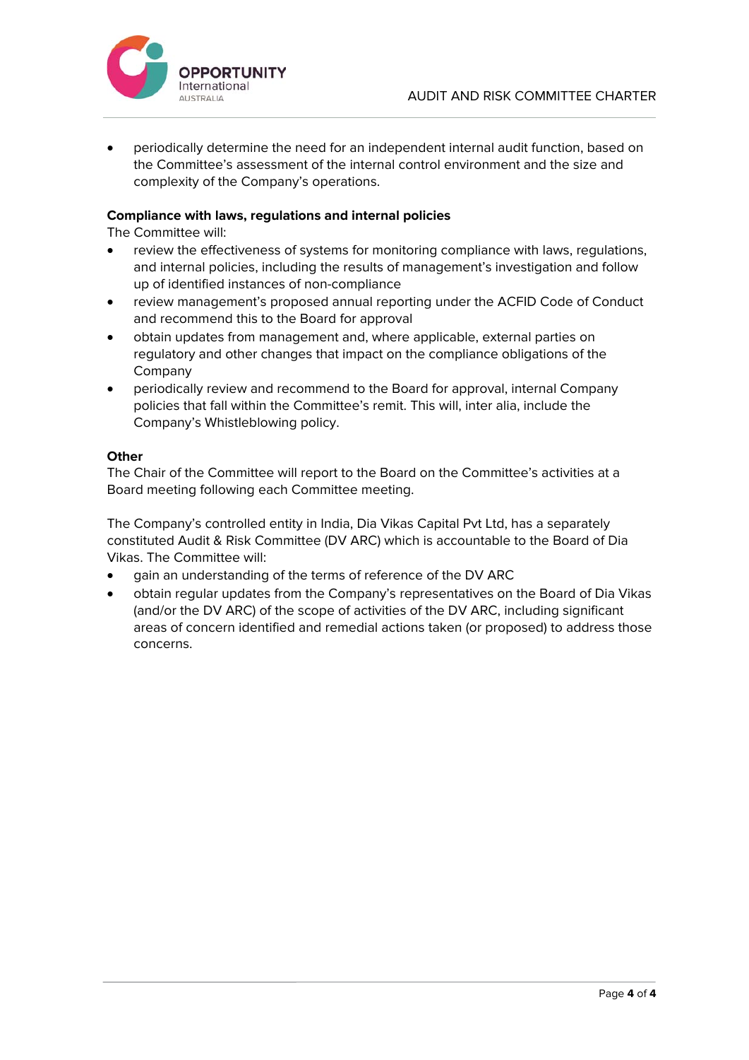- periodically determine the need for an independent internal audit function, based on the Committee's assessment of the internal control environment and the size and complexity of the Company's operations.

**Compliance with laws, regulations and internal policies**

The Committee will:

- review the effectiveness of systems for monitoring compliance with laws, regulations, and internal policies, including the results of management's investigation and follow up of identified instances of non-compliance
- review management's proposed annual reporting under the ACFID Code of Conduct and recommend this to the Board for approval
- obtain updates from management and, where applicable, external parties on regulatory and other changes that impact on the compliance obligations of the Company
- periodically review and recommend to the Board for approval, internal Company policies that fall within the Committee's remit. This will, inter alia, include the Company's Whistleblowing policy.

**Other**

The Chair of the Committee will report to the Board on the Committee's activities at a Board meeting following each Committee meeting.

The Company's controlled entity in India, Dia Vikas Capital Pvt Ltd, has a separately constituted Audit & Risk Committee (DV ARC) which is accountable to the Board of Dia Vikas. The Committee will:

- gain an understanding of the terms of reference of the DV ARC
- obtain regular updates from the Company's representatives on the Board of Dia Vikas (and/or the DV ARC) of the scope of activities of the DV ARC, including significant areas of concern identified and remedial actions taken (or proposed) to address those concerns.